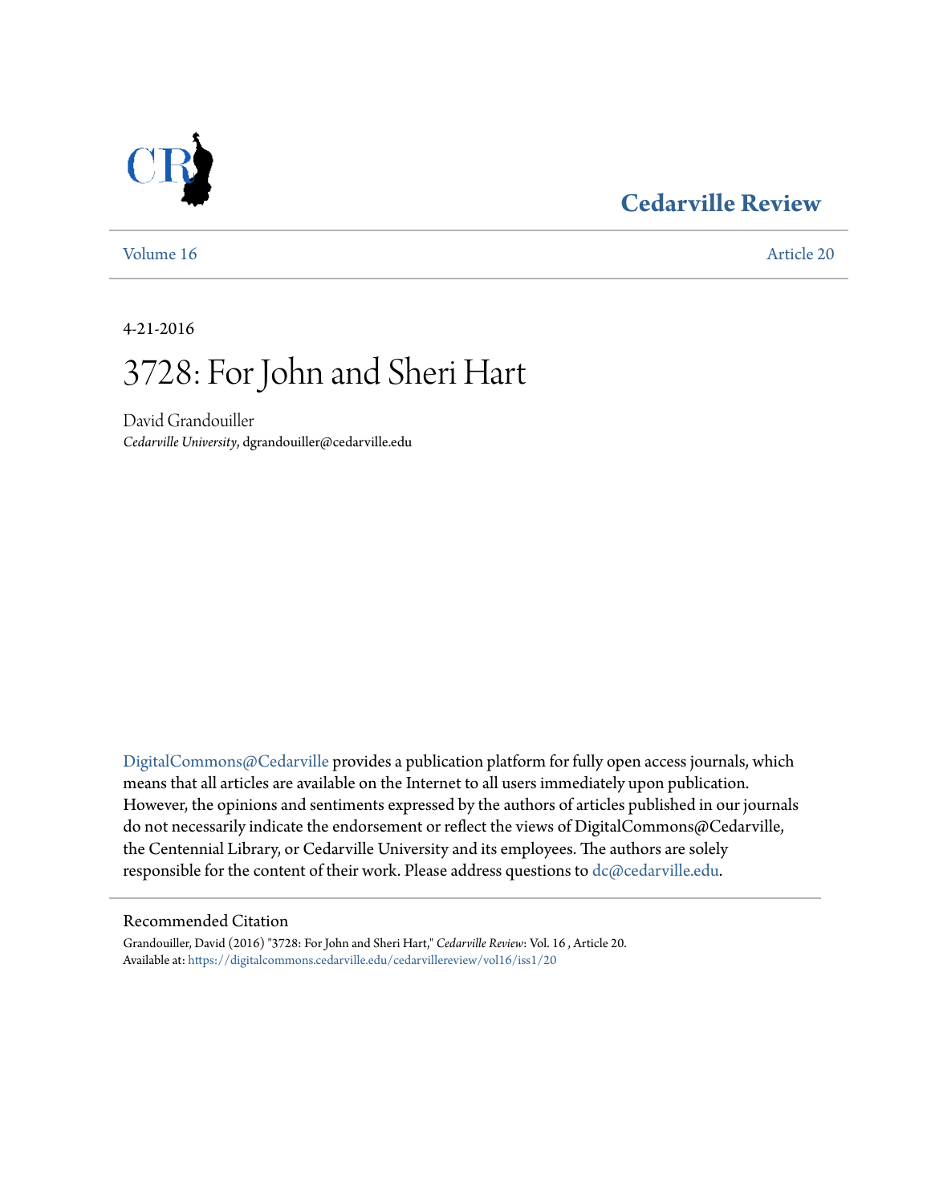# Cedarville Review

Volume 16 Article 20

4-21-2016

# 3728: For John and Sheri Hart

David Grandouiller
*Cedarville University*, dgrandouiller@cedarville.edu

DigitalCommons@Cedarville provides a publication platform for fully open access journals, which means that all articles are available on the Internet to all users immediately upon publication. However, the opinions and sentiments expressed by the authors of articles published in our journals do not necessarily indicate the endorsement or reflect the views of DigitalCommons@Cedarville, the Centennial Library, or Cedarville University and its employees. The authors are solely responsible for the content of their work. Please address questions to dc@cedarville.edu.

## Recommended Citation

Grandouiller, David (2016) "3728: For John and Sheri Hart," *Cedarville Review*: Vol. 16 , Article 20.
Available at: https://digitalcommons.cedarville.edu/cedarvillereview/vol16/iss1/20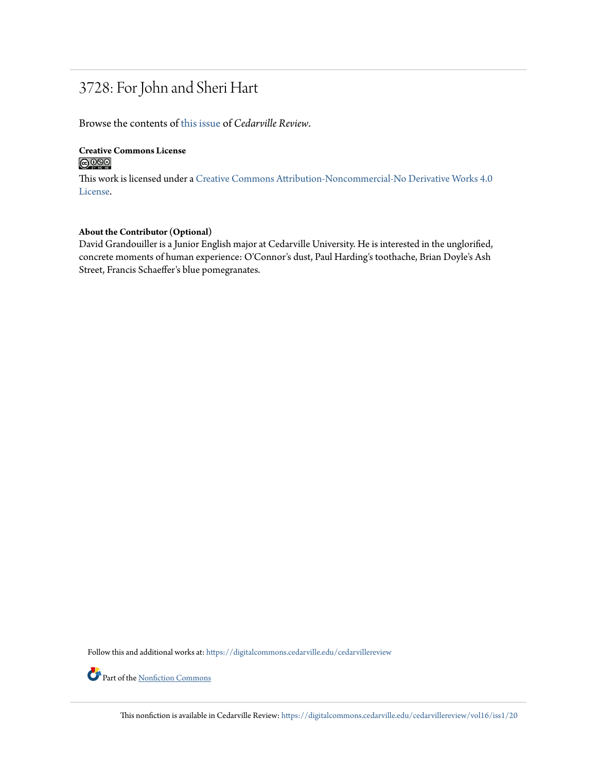# 3728: For John and Sheri Hart

Browse the contents of this issue of *Cedarville Review*.

**Creative Commons License**

This work is licensed under a Creative Commons Attribution-Noncommercial-No Derivative Works 4.0 License.

**About the Contributor (Optional)**

David Grandouiller is a Junior English major at Cedarville University. He is interested in the unglorified, concrete moments of human experience: O'Connor's dust, Paul Harding's toothache, Brian Doyle's Ash Street, Francis Schaeffer's blue pomegranates.

Follow this and additional works at: https://digitalcommons.cedarville.edu/cedarvillereview

Part of the Nonfiction Commons

This nonfiction is available in Cedarville Review: https://digitalcommons.cedarville.edu/cedarvillereview/vol16/iss1/20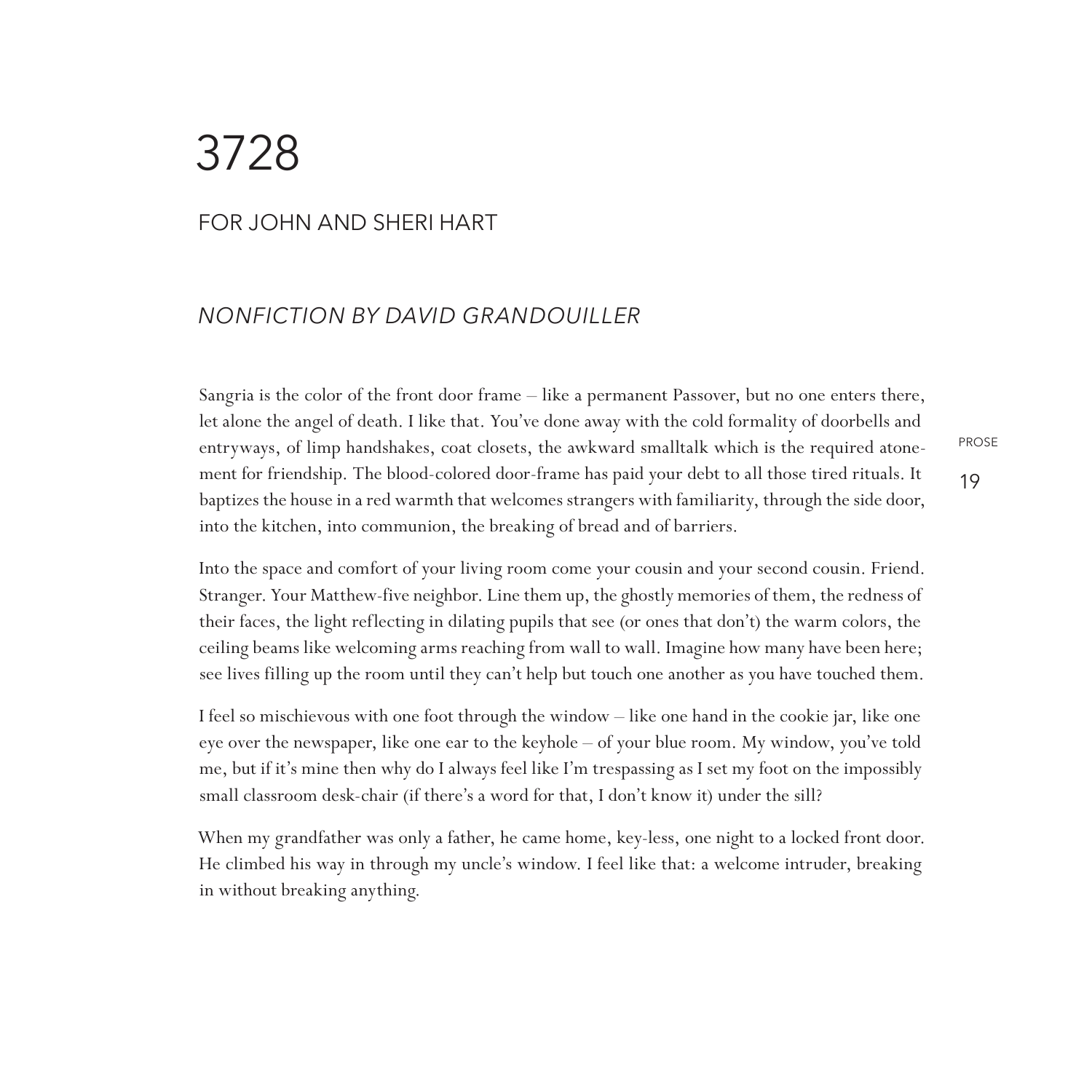# 3728

## FOR JOHN AND SHERI HART

### *NONFICTION BY DAVID GRANDOUILLER*

Sangria is the color of the front door frame – like a permanent Passover, but no one enters there, let alone the angel of death. I like that. You've done away with the cold formality of doorbells and entryways, of limp handshakes, coat closets, the awkward smalltalk which is the required atonement for friendship. The blood-colored door-frame has paid your debt to all those tired rituals. It baptizes the house in a red warmth that welcomes strangers with familiarity, through the side door, into the kitchen, into communion, the breaking of bread and of barriers.

Into the space and comfort of your living room come your cousin and your second cousin. Friend. Stranger. Your Matthew-five neighbor. Line them up, the ghostly memories of them, the redness of their faces, the light reflecting in dilating pupils that see (or ones that don't) the warm colors, the ceiling beams like welcoming arms reaching from wall to wall. Imagine how many have been here; see lives filling up the room until they can't help but touch one another as you have touched them.

I feel so mischievous with one foot through the window – like one hand in the cookie jar, like one eye over the newspaper, like one ear to the keyhole – of your blue room. My window, you've told me, but if it's mine then why do I always feel like I'm trespassing as I set my foot on the impossibly small classroom desk-chair (if there's a word for that, I don't know it) under the sill?

When my grandfather was only a father, he came home, key-less, one night to a locked front door. He climbed his way in through my uncle's window. I feel like that: a welcome intruder, breaking in without breaking anything.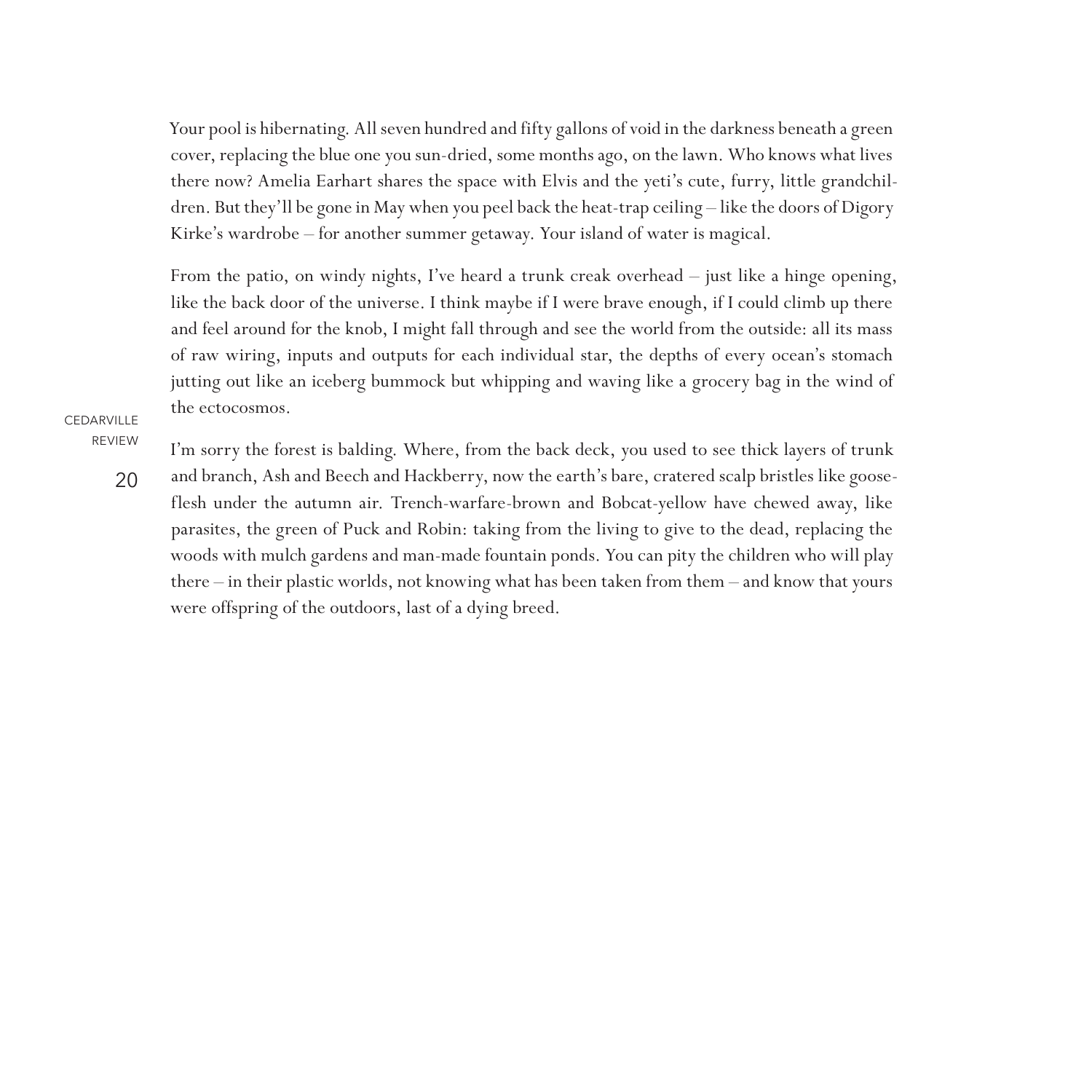Your pool is hibernating. All seven hundred and fifty gallons of void in the darkness beneath a green cover, replacing the blue one you sun-dried, some months ago, on the lawn. Who knows what lives there now? Amelia Earhart shares the space with Elvis and the yeti's cute, furry, little grandchildren. But they'll be gone in May when you peel back the heat-trap ceiling – like the doors of Digory Kirke's wardrobe – for another summer getaway. Your island of water is magical.

From the patio, on windy nights, I've heard a trunk creak overhead – just like a hinge opening, like the back door of the universe. I think maybe if I were brave enough, if I could climb up there and feel around for the knob, I might fall through and see the world from the outside: all its mass of raw wiring, inputs and outputs for each individual star, the depths of every ocean's stomach jutting out like an iceberg bummock but whipping and waving like a grocery bag in the wind of the ectocosmos.

I'm sorry the forest is balding. Where, from the back deck, you used to see thick layers of trunk and branch, Ash and Beech and Hackberry, now the earth's bare, cratered scalp bristles like goose-flesh under the autumn air. Trench-warfare-brown and Bobcat-yellow have chewed away, like parasites, the green of Puck and Robin: taking from the living to give to the dead, replacing the woods with mulch gardens and man-made fountain ponds. You can pity the children who will play there – in their plastic worlds, not knowing what has been taken from them – and know that yours were offspring of the outdoors, last of a dying breed.